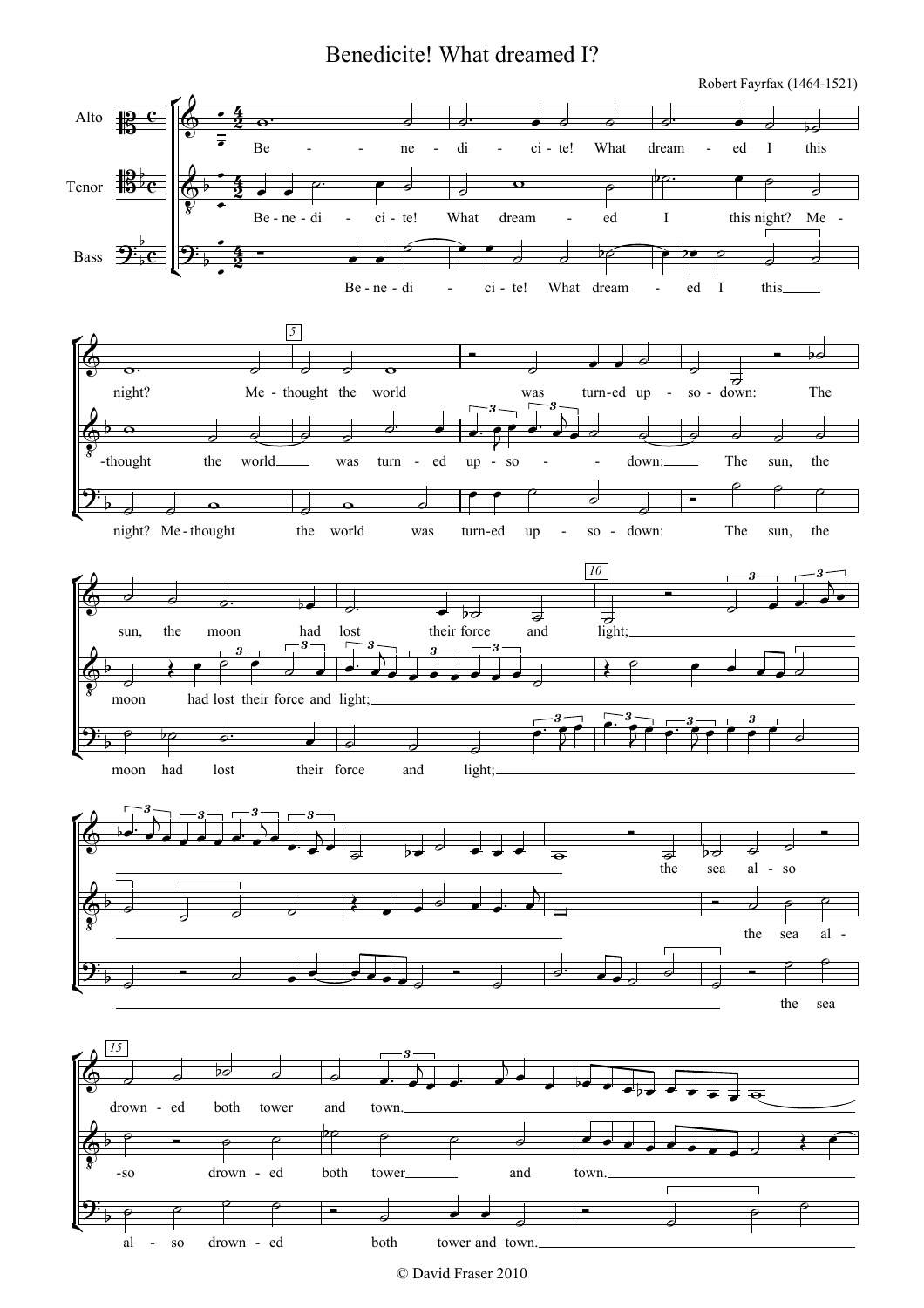# Benedicite! What dreamed I?

Robert Fayrfax (1464-1521)

© David Fraser 2010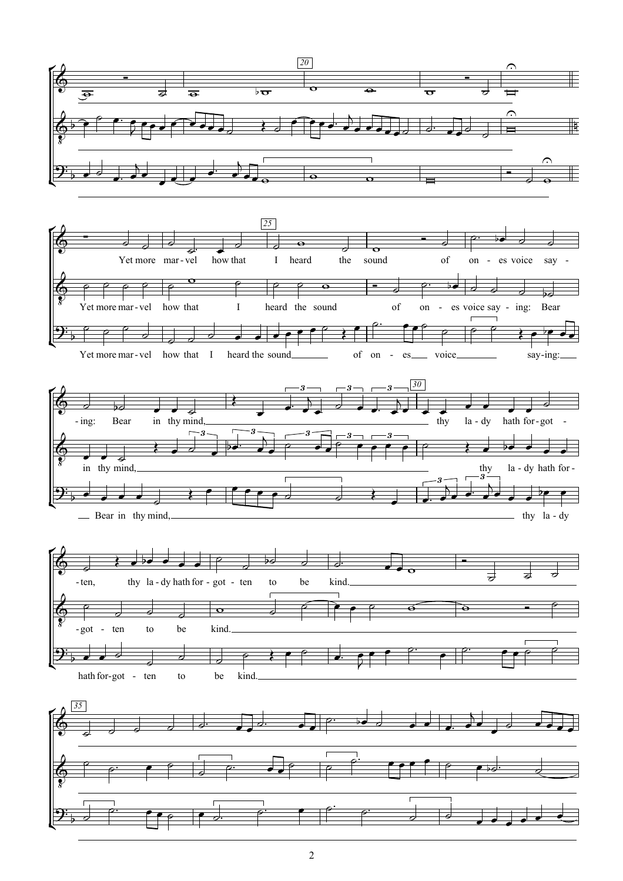20

25

Yet more mar - vel how that I heard the sound of on - es voice say -

Yet more mar - vel how that I heard the sound of on - es voice say - ing: Bear

Yet more mar - vel how that I heard the sound of on - es voice say - ing:

30

- ing: Bear in thy mind, thy la - dy hath for - got -

in thy mind, thy la - dy hath for -

Bear in thy mind, thy la - dy

- ten, thy la - dy hath for - got - ten to be kind.

- got - ten to be kind.

hath for - got - ten to be kind.

35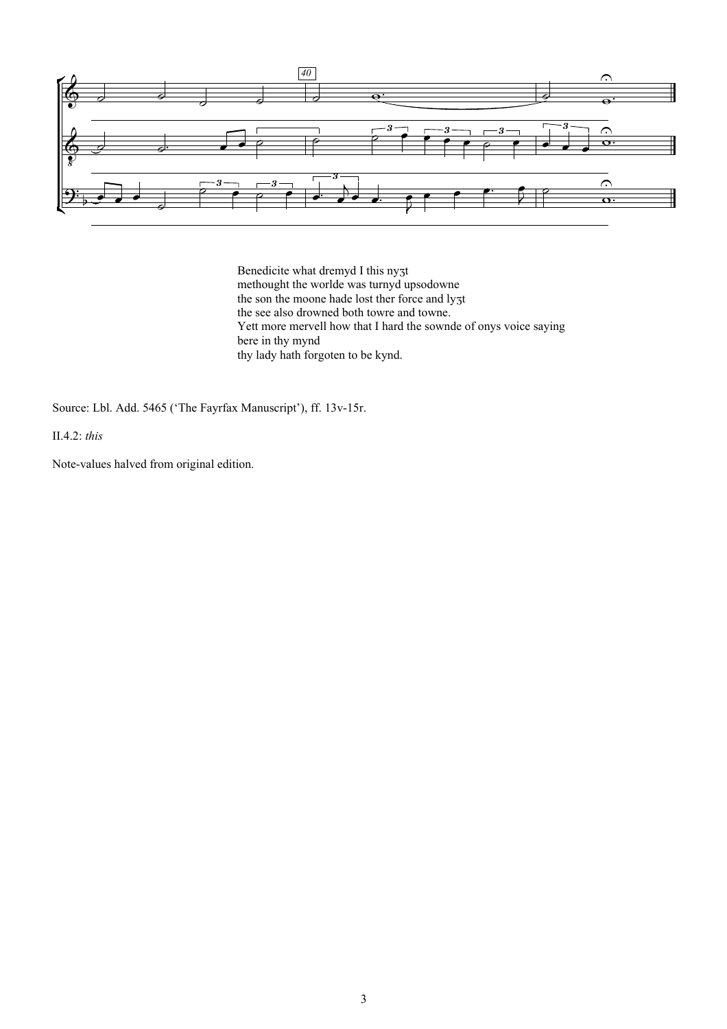Benedicite what dremyd I this nyȝt
methought the worlde was turnyd upsodowne
the son the moone hade lost ther force and lyȝt
the see also drowned both towre and towne.
Yett more mervell how that I hard the sownde of onys voice saying
bere in thy mynd
thy lady hath forgoten to be kynd.

Source: Lbl. Add. 5465 ('The Fayrfax Manuscript'), ff. 13v-15r.

II.4.2: *this*

Note-values halved from original edition.